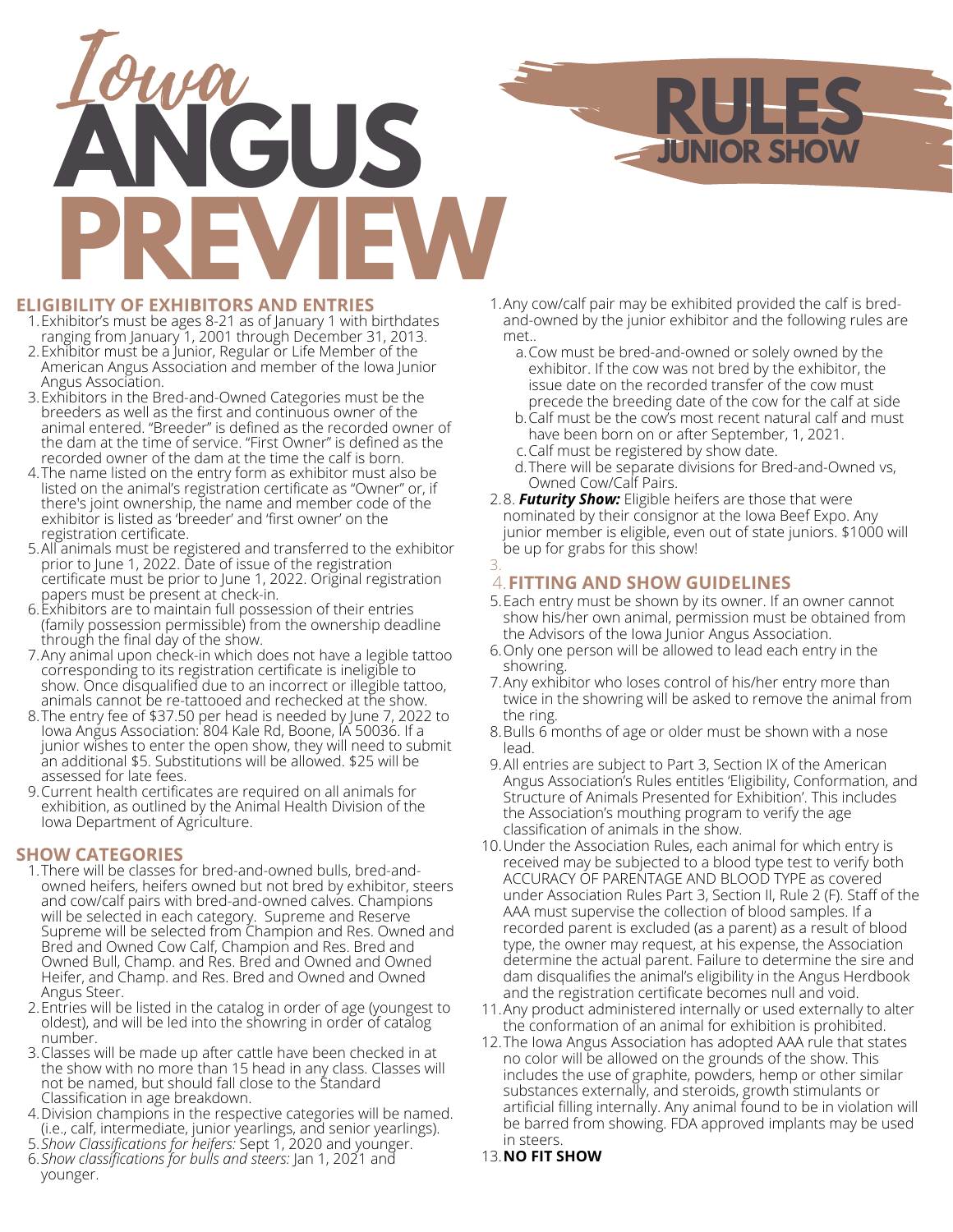# Iowa ANGUS PREVIEW

# RULES

## JUNIOR SHOW

## ELIGIBILITY OF EXHIBITORS AND ENTRIES

1. Exhibitor's must be ages 8-21 as of January 1 with birthdates ranging from January 1, 2001 through December 31, 2013.
2. Exhibitor must be a Junior, Regular or Life Member of the American Angus Association and member of the Iowa Junior Angus Association.
3. Exhibitors in the Bred-and-Owned Categories must be the breeders as well as the first and continuous owner of the animal entered. "Breeder" is defined as the recorded owner of the dam at the time of service. "First Owner" is defined as the recorded owner of the dam at the time the calf is born.
4. The name listed on the entry form as exhibitor must also be listed on the animal's registration certificate as "Owner" or, if there's joint ownership, the name and member code of the exhibitor is listed as 'breeder' and 'first owner' on the registration certificate.
5. All animals must be registered and transferred to the exhibitor prior to June 1, 2022. Date of issue of the registration certificate must be prior to June 1, 2022. Original registration papers must be present at check-in.
6. Exhibitors are to maintain full possession of their entries (family possession permissible) from the ownership deadline through the final day of the show.
7. Any animal upon check-in which does not have a legible tattoo corresponding to its registration certificate is ineligible to show. Once disqualified due to an incorrect or illegible tattoo, animals cannot be re-tattooed and rechecked at the show.
8. The entry fee of $37.50 per head is needed by June 7, 2022 to Iowa Angus Association: 804 Kale Rd, Boone, IA 50036. If a junior wishes to enter the open show, they will need to submit an additional $5. Substitutions will be allowed. $25 will be assessed for late fees.
9. Current health certificates are required on all animals for exhibition, as outlined by the Animal Health Division of the Iowa Department of Agriculture.

## SHOW CATEGORIES

1. There will be classes for bred-and-owned bulls, bred-and-owned heifers, heifers owned but not bred by exhibitor, steers and cow/calf pairs with bred-and-owned calves. Champions will be selected in each category. Supreme and Reserve Supreme will be selected from Champion and Res. Owned and Bred and Owned Cow Calf, Champion and Res. Bred and Owned Bull, Champ. and Res. Bred and Owned and Owned Heifer, and Champ. and Res. Bred and Owned and Owned Angus Steer.
2. Entries will be listed in the catalog in order of age (youngest to oldest), and will be led into the showring in order of catalog number.
3. Classes will be made up after cattle have been checked in at the show with no more than 15 head in any class. Classes will not be named, but should fall close to the Standard Classification in age breakdown.
4. Division champions in the respective categories will be named. (i.e., calf, intermediate, junior yearlings, and senior yearlings).
5. *Show Classifications for heifers:* Sept 1, 2020 and younger.
6. *Show classifications for bulls and steers:* Jan 1, 2021 and younger.

1. Any cow/calf pair may be exhibited provided the calf is bred-and-owned by the junior exhibitor and the following rules are met..
   a. Cow must be bred-and-owned or solely owned by the exhibitor. If the cow was not bred by the exhibitor, the issue date on the recorded transfer of the cow must precede the breeding date of the cow for the calf at side
   b. Calf must be the cow's most recent natural calf and must have been born on or after September, 1, 2021.
   c. Calf must be registered by show date.
   d. There will be separate divisions for Bred-and-Owned vs, Owned Cow/Calf Pairs.
2. 8. ***Futurity Show:*** Eligible heifers are those that were nominated by their consignor at the Iowa Beef Expo. Any junior member is eligible, even out of state juniors. $1000 will be up for grabs for this show!
3. 

## 4. FITTING AND SHOW GUIDELINES

5. Each entry must be shown by its owner. If an owner cannot show his/her own animal, permission must be obtained from the Advisors of the Iowa Junior Angus Association.
6. Only one person will be allowed to lead each entry in the showring.
7. Any exhibitor who loses control of his/her entry more than twice in the showring will be asked to remove the animal from the ring.
8. Bulls 6 months of age or older must be shown with a nose lead.
9. All entries are subject to Part 3, Section IX of the American Angus Association's Rules entitles 'Eligibility, Conformation, and Structure of Animals Presented for Exhibition'. This includes the Association's mouthing program to verify the age classification of animals in the show.
10. Under the Association Rules, each animal for which entry is received may be subjected to a blood type test to verify both ACCURACY OF PARENTAGE AND BLOOD TYPE as covered under Association Rules Part 3, Section II, Rule 2 (F). Staff of the AAA must supervise the collection of blood samples. If a recorded parent is excluded (as a parent) as a result of blood type, the owner may request, at his expense, the Association determine the actual parent. Failure to determine the sire and dam disqualifies the animal's eligibility in the Angus Herdbook and the registration certificate becomes null and void.
11. Any product administered internally or used externally to alter the conformation of an animal for exhibition is prohibited.
12. The Iowa Angus Association has adopted AAA rule that states no color will be allowed on the grounds of the show. This includes the use of graphite, powders, hemp or other similar substances externally, and steroids, growth stimulants or artificial filling internally. Any animal found to be in violation will be barred from showing. FDA approved implants may be used in steers.
13. **NO FIT SHOW**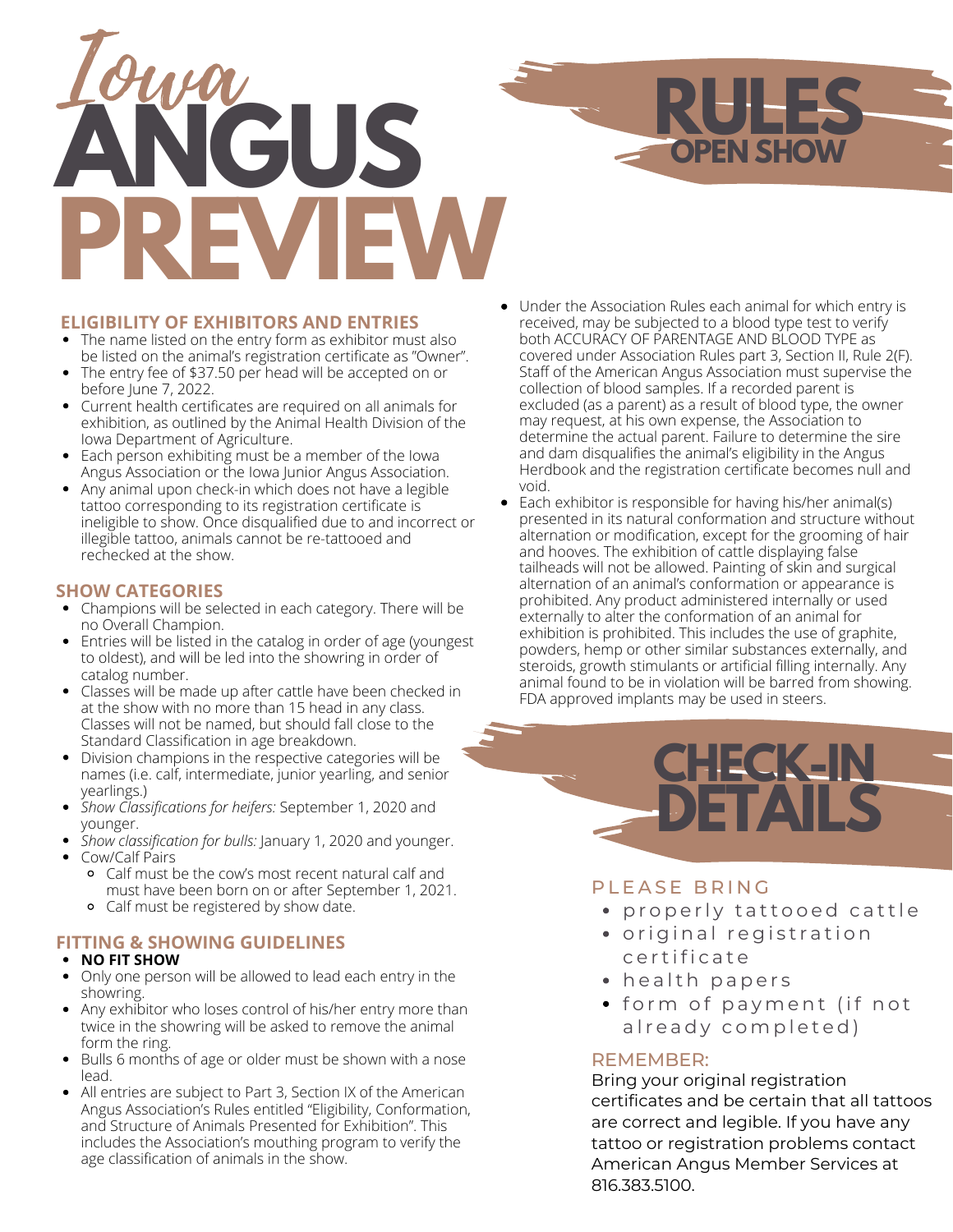# Iowa ANGUS PREVIEW

# RULES

## OPEN SHOW

### ELIGIBILITY OF EXHIBITORS AND ENTRIES

- The name listed on the entry form as exhibitor must also be listed on the animal's registration certificate as "Owner".
- The entry fee of $37.50 per head will be accepted on or before June 7, 2022.
- Current health certificates are required on all animals for exhibition, as outlined by the Animal Health Division of the Iowa Department of Agriculture.
- Each person exhibiting must be a member of the Iowa Angus Association or the Iowa Junior Angus Association.
- Any animal upon check-in which does not have a legible tattoo corresponding to its registration certificate is ineligible to show. Once disqualified due to and incorrect or illegible tattoo, animals cannot be re-tattooed and rechecked at the show.

### SHOW CATEGORIES

- Champions will be selected in each category. There will be no Overall Champion.
- Entries will be listed in the catalog in order of age (youngest to oldest), and will be led into the showring in order of catalog number.
- Classes will be made up after cattle have been checked in at the show with no more than 15 head in any class. Classes will not be named, but should fall close to the Standard Classification in age breakdown.
- Division champions in the respective categories will be names (i.e. calf, intermediate, junior yearling, and senior yearlings.)
- *Show Classifications for heifers:* September 1, 2020 and younger.
- *Show classification for bulls:* January 1, 2020 and younger.
- Cow/Calf Pairs
  - Calf must be the cow's most recent natural calf and must have been born on or after September 1, 2021.
  - Calf must be registered by show date.

### FITTING & SHOWING GUIDELINES

- **NO FIT SHOW**
- Only one person will be allowed to lead each entry in the showring.
- Any exhibitor who loses control of his/her entry more than twice in the showring will be asked to remove the animal form the ring.
- Bulls 6 months of age or older must be shown with a nose lead.
- All entries are subject to Part 3, Section IX of the American Angus Association's Rules entitled "Eligibility, Conformation, and Structure of Animals Presented for Exhibition". This includes the Association's mouthing program to verify the age classification of animals in the show.
- Under the Association Rules each animal for which entry is received, may be subjected to a blood type test to verify both ACCURACY OF PARENTAGE AND BLOOD TYPE as covered under Association Rules part 3, Section II, Rule 2(F). Staff of the American Angus Association must supervise the collection of blood samples. If a recorded parent is excluded (as a parent) as a result of blood type, the owner may request, at his own expense, the Association to determine the actual parent. Failure to determine the sire and dam disqualifies the animal's eligibility in the Angus Herdbook and the registration certificate becomes null and void.
- Each exhibitor is responsible for having his/her animal(s) presented in its natural conformation and structure without alternation or modification, except for the grooming of hair and hooves. The exhibition of cattle displaying false tailheads will not be allowed. Painting of skin and surgical alternation of an animal's conformation or appearance is prohibited. Any product administered internally or used externally to alter the conformation of an animal for exhibition is prohibited. This includes the use of graphite, powders, hemp or other similar substances externally, and steroids, growth stimulants or artificial filling internally. Any animal found to be in violation will be barred from showing. FDA approved implants may be used in steers.

# CHECK-IN DETAILS

### PLEASE BRING

- properly tattooed cattle
- original registration certificate
- health papers
- form of payment (if not already completed)

### REMEMBER:

Bring your original registration certificates and be certain that all tattoos are correct and legible. If you have any tattoo or registration problems contact American Angus Member Services at 816.383.5100.